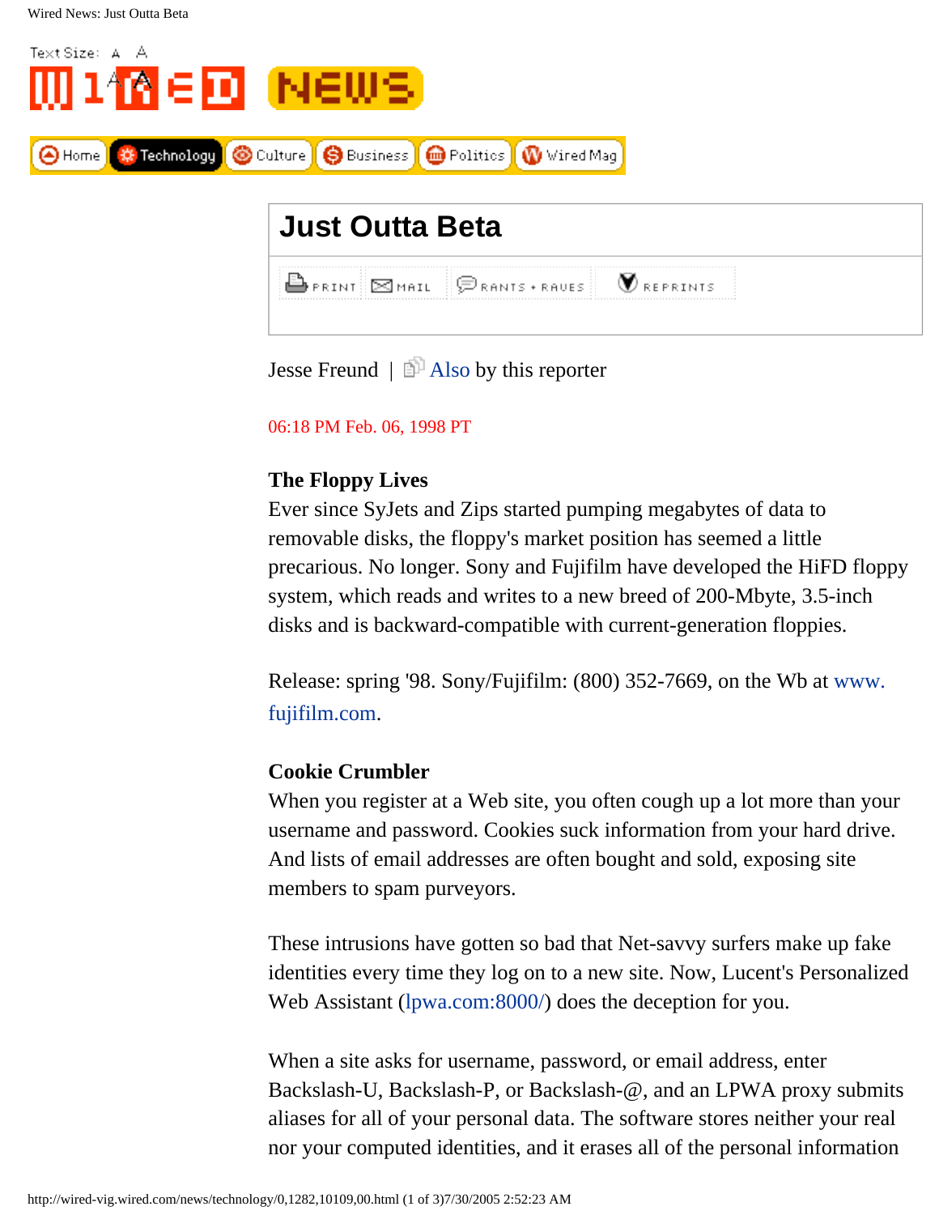Text Size: A A

Home | Technology | Culture | Business | Politics | Wired Mag

# Just Outta Beta

PRINT | MAIL | RANTS + RAVES | REPRINTS

Jesse Freund | Also by this reporter

06:18 PM Feb. 06, 1998 PT

**The Floppy Lives**
Ever since SyJets and Zips started pumping megabytes of data to removable disks, the floppy's market position has seemed a little precarious. No longer. Sony and Fujifilm have developed the HiFD floppy system, which reads and writes to a new breed of 200-Mbyte, 3.5-inch disks and is backward-compatible with current-generation floppies.

Release: spring '98. Sony/Fujifilm: (800) 352-7669, on the Wb at www.fujifilm.com.

**Cookie Crumbler**
When you register at a Web site, you often cough up a lot more than your username and password. Cookies suck information from your hard drive. And lists of email addresses are often bought and sold, exposing site members to spam purveyors.

These intrusions have gotten so bad that Net-savvy surfers make up fake identities every time they log on to a new site. Now, Lucent's Personalized Web Assistant (lpwa.com:8000/) does the deception for you.

When a site asks for username, password, or email address, enter Backslash-U, Backslash-P, or Backslash-@, and an LPWA proxy submits aliases for all of your personal data. The software stores neither your real nor your computed identities, and it erases all of the personal information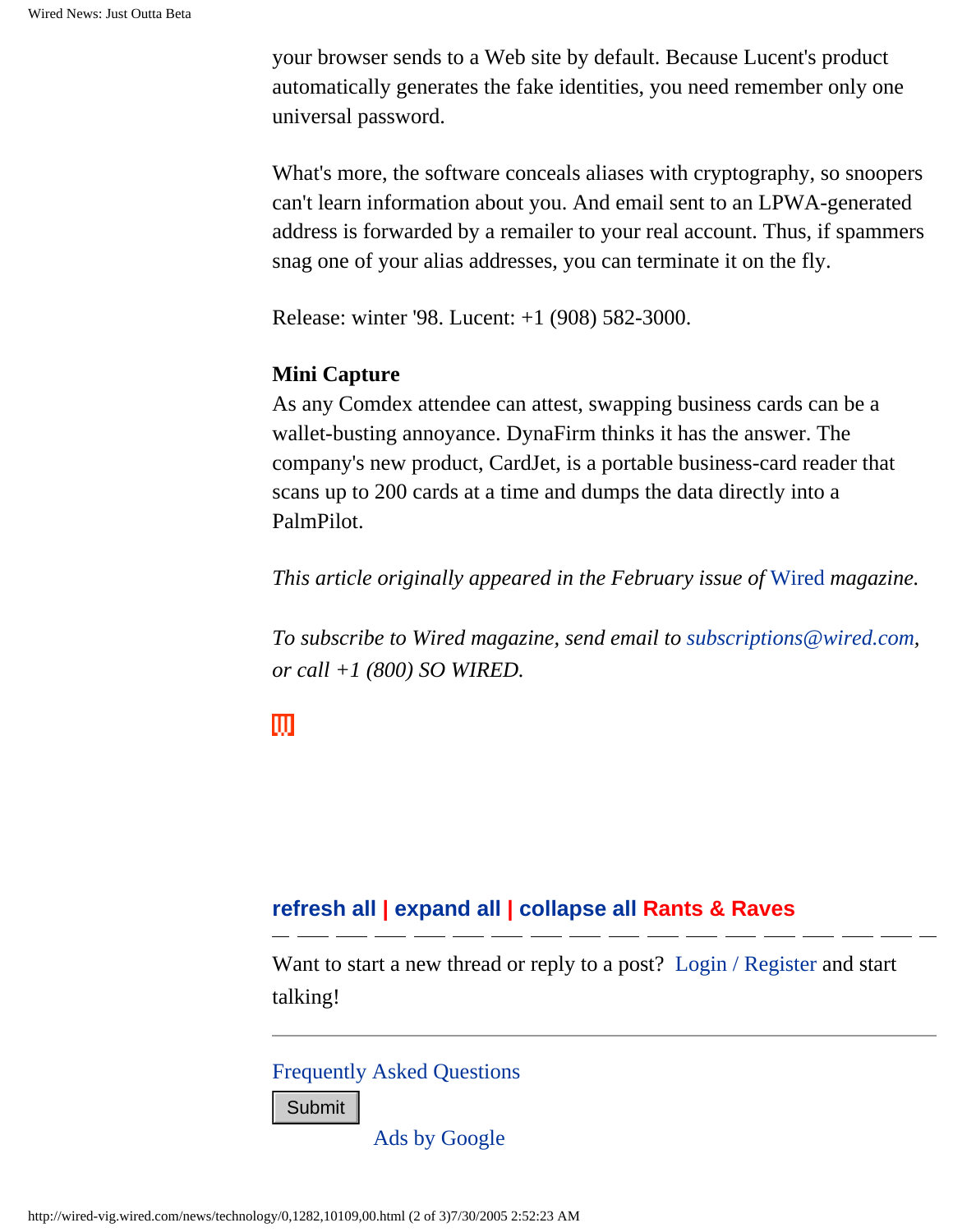your browser sends to a Web site by default. Because Lucent's product automatically generates the fake identities, you need remember only one universal password.

What's more, the software conceals aliases with cryptography, so snoopers can't learn information about you. And email sent to an LPWA-generated address is forwarded by a remailer to your real account. Thus, if spammers snag one of your alias addresses, you can terminate it on the fly.

Release: winter '98. Lucent: +1 (908) 582-3000.

**Mini Capture**
As any Comdex attendee can attest, swapping business cards can be a wallet-busting annoyance. DynaFirm thinks it has the answer. The company's new product, CardJet, is a portable business-card reader that scans up to 200 cards at a time and dumps the data directly into a PalmPilot.

*This article originally appeared in the February issue of* Wired *magazine.*

*To subscribe to Wired magazine, send email to subscriptions@wired.com, or call +1 (800) SO WIRED.*

**refresh all | expand all | collapse all Rants & Raves**

Want to start a new thread or reply to a post? Login / Register and start talking!

---

Frequently Asked Questions

Submit

Ads by Google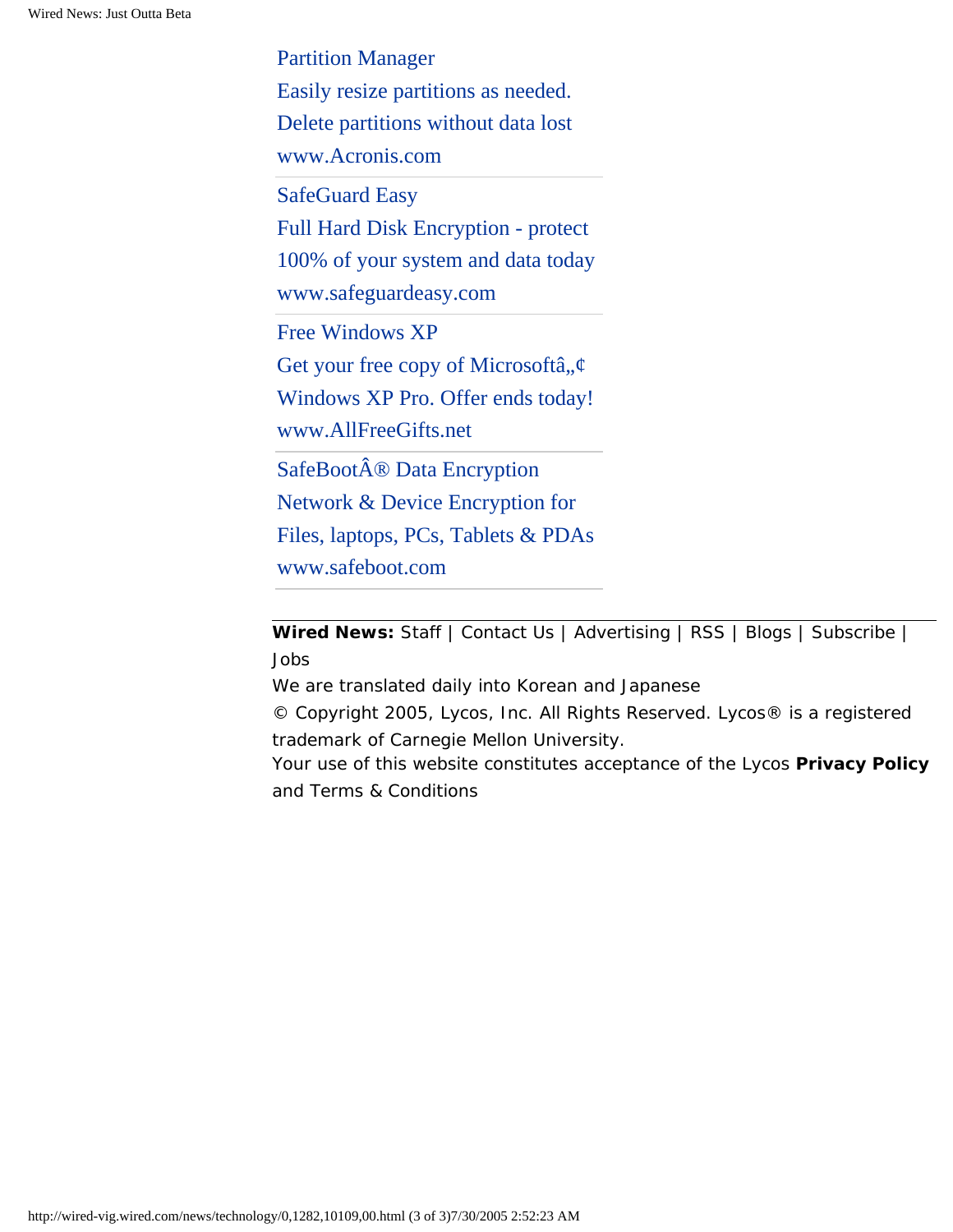Partition Manager
Easily resize partitions as needed. Delete partitions without data lost
www.Acronis.com

---

SafeGuard Easy
Full Hard Disk Encryption - protect 100% of your system and data today
www.safeguardeasy.com

---

Free Windows XP
Get your free copy of Microsoftâ„¢ Windows XP Pro. Offer ends today!
www.AllFreeGifts.net

---

SafeBootÂ® Data Encryption
Network & Device Encryption for Files, laptops, PCs, Tablets & PDAs
www.safeboot.com

---

**Wired News:** Staff | Contact Us | Advertising | RSS | Blogs | Subscribe | Jobs

We are translated daily into Korean and Japanese

© Copyright 2005, Lycos, Inc. All Rights Reserved. Lycos® is a registered trademark of Carnegie Mellon University.

Your use of this website constitutes acceptance of the Lycos **Privacy Policy** and Terms & Conditions